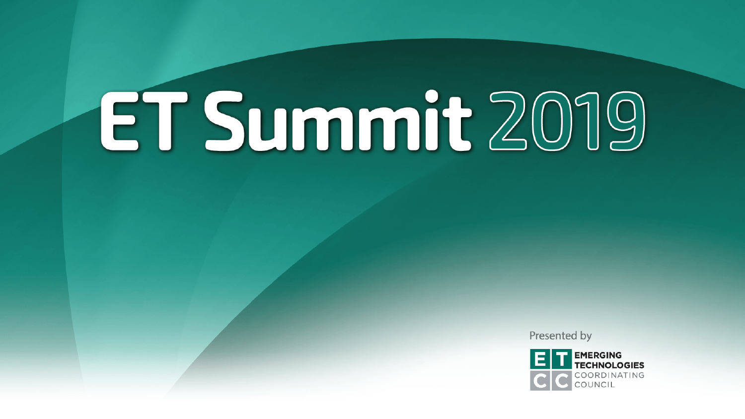# ET Summit 2019

Presented by

EMERGING TECHNOLOGIES COORDINATING COUNCIL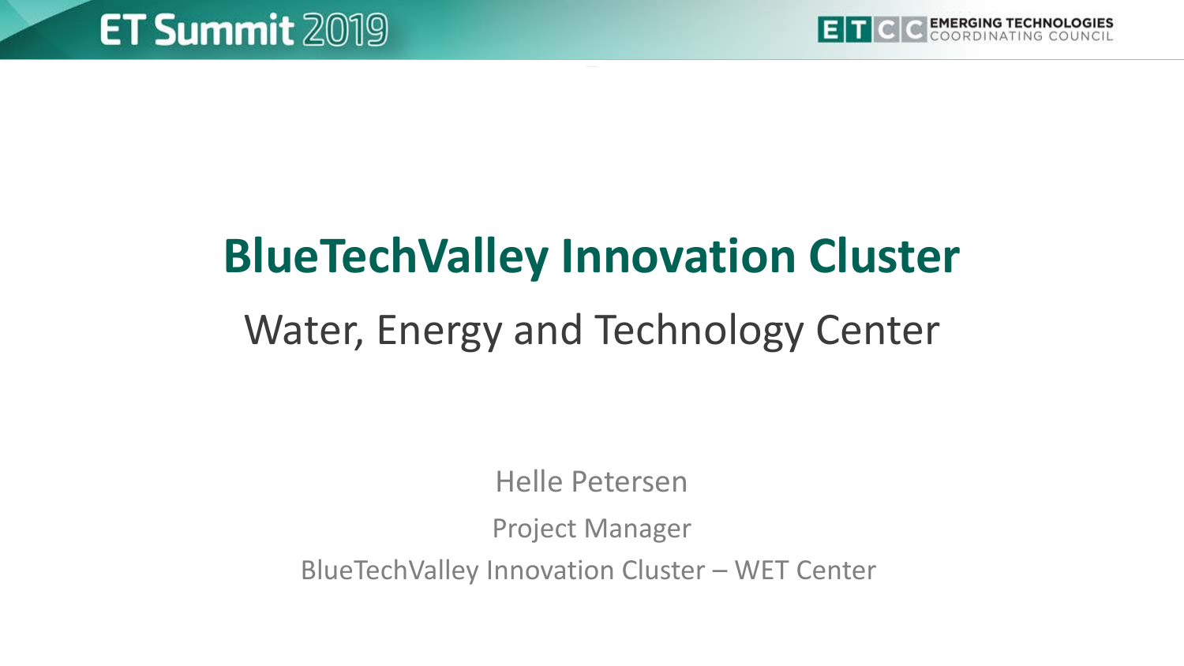# BlueTechValley Innovation Cluster

## Water, Energy and Technology Center

Helle Petersen

Project Manager

BlueTechValley Innovation Cluster – WET Center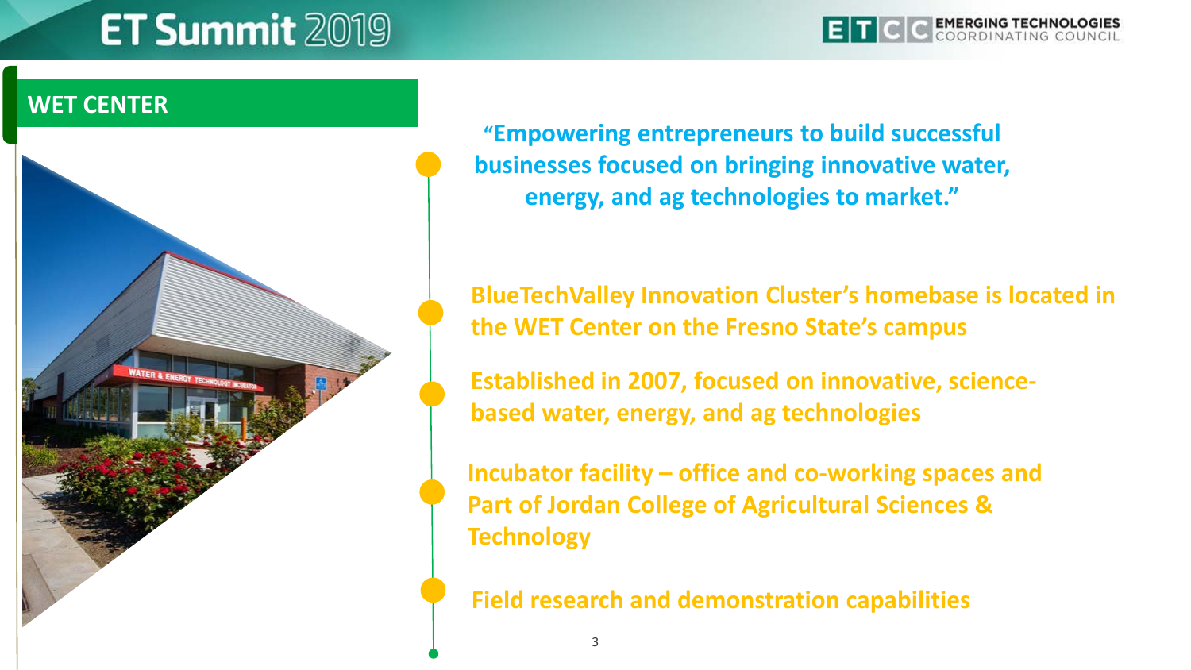## WET CENTER

"Empowering entrepreneurs to build successful businesses focused on bringing innovative water, energy, and ag technologies to market."

- BlueTechValley Innovation Cluster's homebase is located in the WET Center on the Fresno State's campus
- Established in 2007, focused on innovative, science-based water, energy, and ag technologies
- Incubator facility – office and co-working spaces and Part of Jordan College of Agricultural Sciences & Technology
- Field research and demonstration capabilities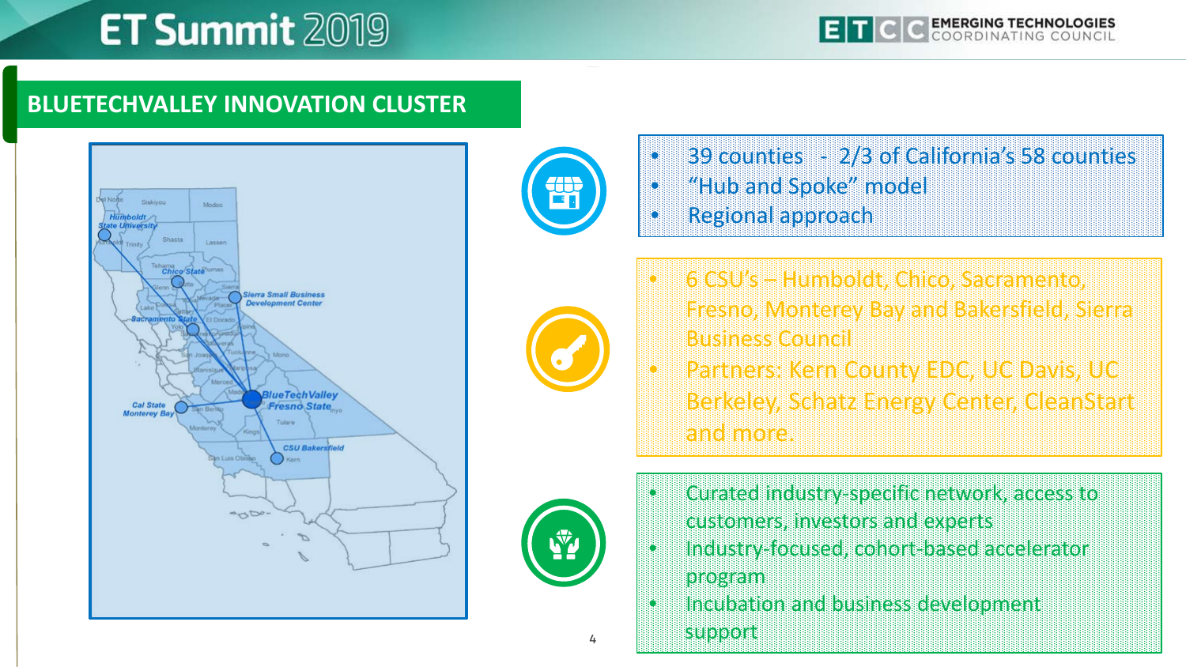## BLUETECHVALLEY INNOVATION CLUSTER

- 39 counties - 2/3 of California's 58 counties
- "Hub and Spoke" model
- Regional approach

- 6 CSU's – Humboldt, Chico, Sacramento, Fresno, Monterey Bay and Bakersfield, Sierra Business Council
- Partners: Kern County EDC, UC Davis, UC Berkeley, Schatz Energy Center, CleanStart and more.

- Curated industry-specific network, access to customers, investors and experts
- Industry-focused, cohort-based accelerator program
- Incubation and business development support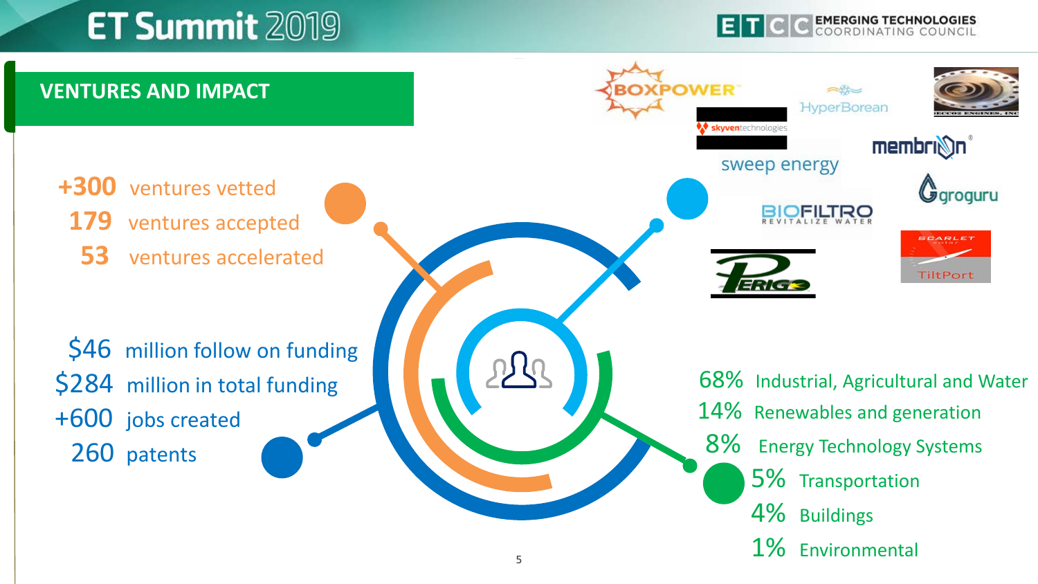## VENTURES AND IMPACT

**+300** ventures vetted
**179** ventures accepted
**53** ventures accelerated

**$46** million follow on funding
**$284** million in total funding
**+600** jobs created
**260** patents

BOXPOWER · HyperBorean · skyven technologies · sweep energy · membrion · groguru · BIOFILTRO REVITALIZE WATER · PERIGO · SCARLET solar TiltPort

68% Industrial, Agricultural and Water
14% Renewables and generation
8% Energy Technology Systems
5% Transportation
4% Buildings
1% Environmental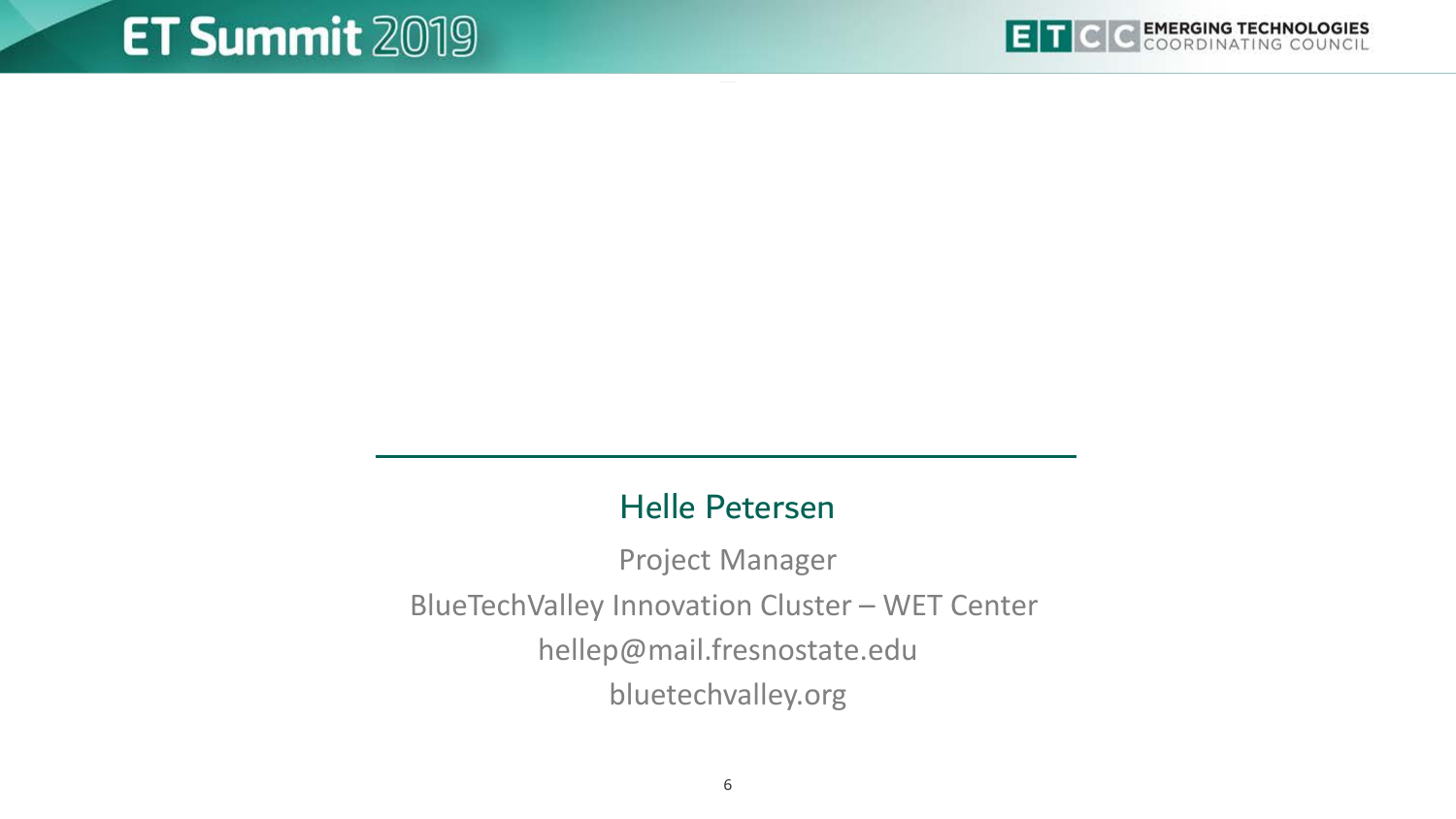## Helle Petersen

Project Manager

BlueTechValley Innovation Cluster – WET Center

hellep@mail.fresnostate.edu

bluetechvalley.org